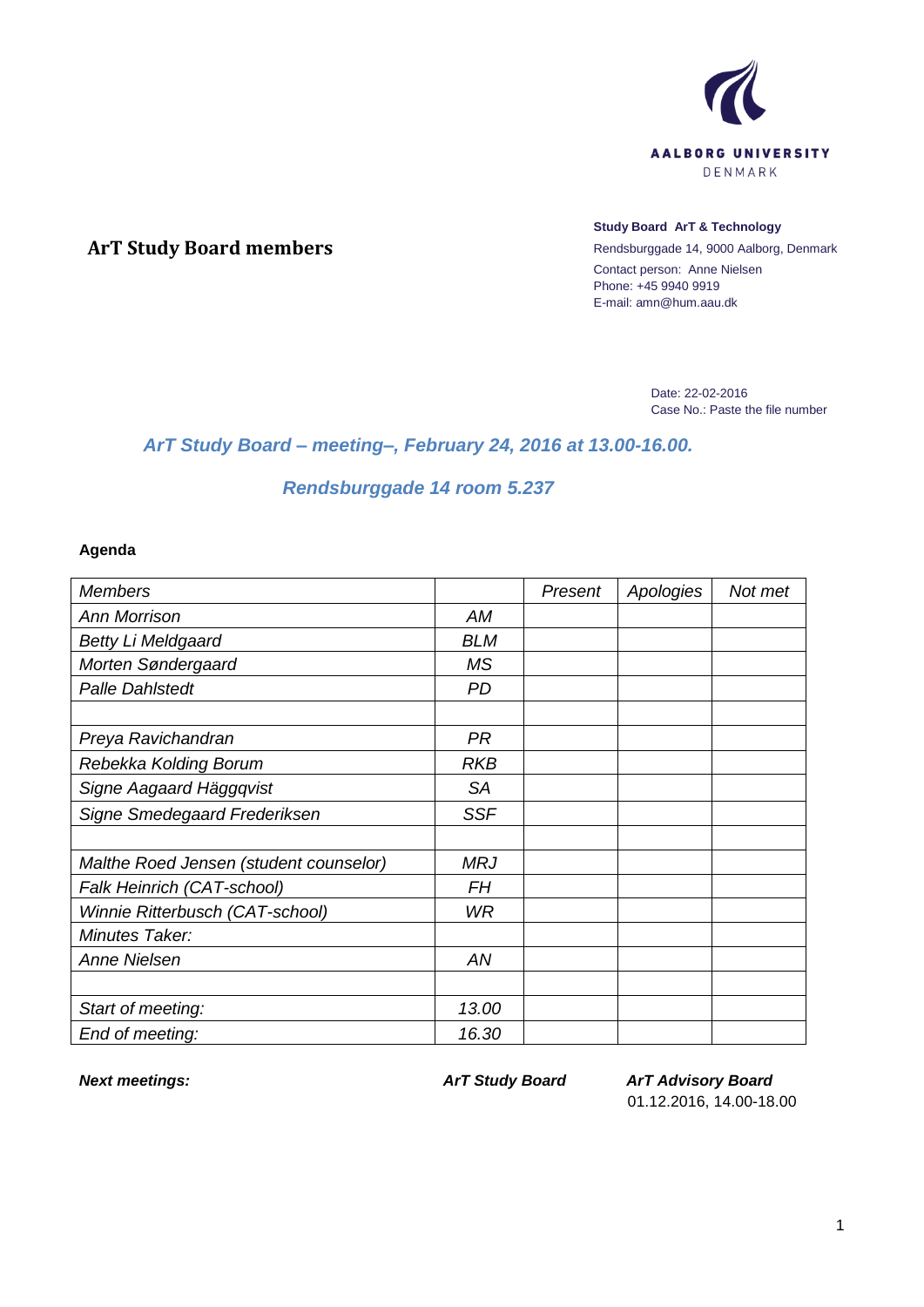AALBORG UNIVERSITY
DENMARK

**ArT Study Board members**

**Study Board ArT & Technology**
Rendsburggade 14, 9000 Aalborg, Denmark
Contact person: Anne Nielsen
Phone: +45 9940 9919
E-mail: amn@hum.aau.dk

Date: 22-02-2016
Case No.: Paste the file number

## *ArT Study Board – meeting–, February 24, 2016 at 13.00-16.00.*

## *Rendsburggade 14 room 5.237*

**Agenda**

| *Members* | | *Present* | *Apologies* | *Not met* |
|---|---|---|---|---|
| *Ann Morrison* | *AM* | | | |
| *Betty Li Meldgaard* | *BLM* | | | |
| *Morten Søndergaard* | *MS* | | | |
| *Palle Dahlstedt* | *PD* | | | |
| | | | | |
| *Preya Ravichandran* | *PR* | | | |
| *Rebekka Kolding Borum* | *RKB* | | | |
| *Signe Aagaard Häggqvist* | *SA* | | | |
| *Signe Smedegaard Frederiksen* | *SSF* | | | |
| | | | | |
| *Malthe Roed Jensen (student counselor)* | *MRJ* | | | |
| *Falk Heinrich (CAT-school)* | *FH* | | | |
| *Winnie Ritterbusch (CAT-school)* | *WR* | | | |
| *Minutes Taker:* | | | | |
| *Anne Nielsen* | *AN* | | | |
| | | | | |
| *Start of meeting:* | *13.00* | | | |
| *End of meeting:* | *16.30* | | | |

***Next meetings:*** ***ArT Study Board*** ***ArT Advisory Board*** 01.12.2016, 14.00-18.00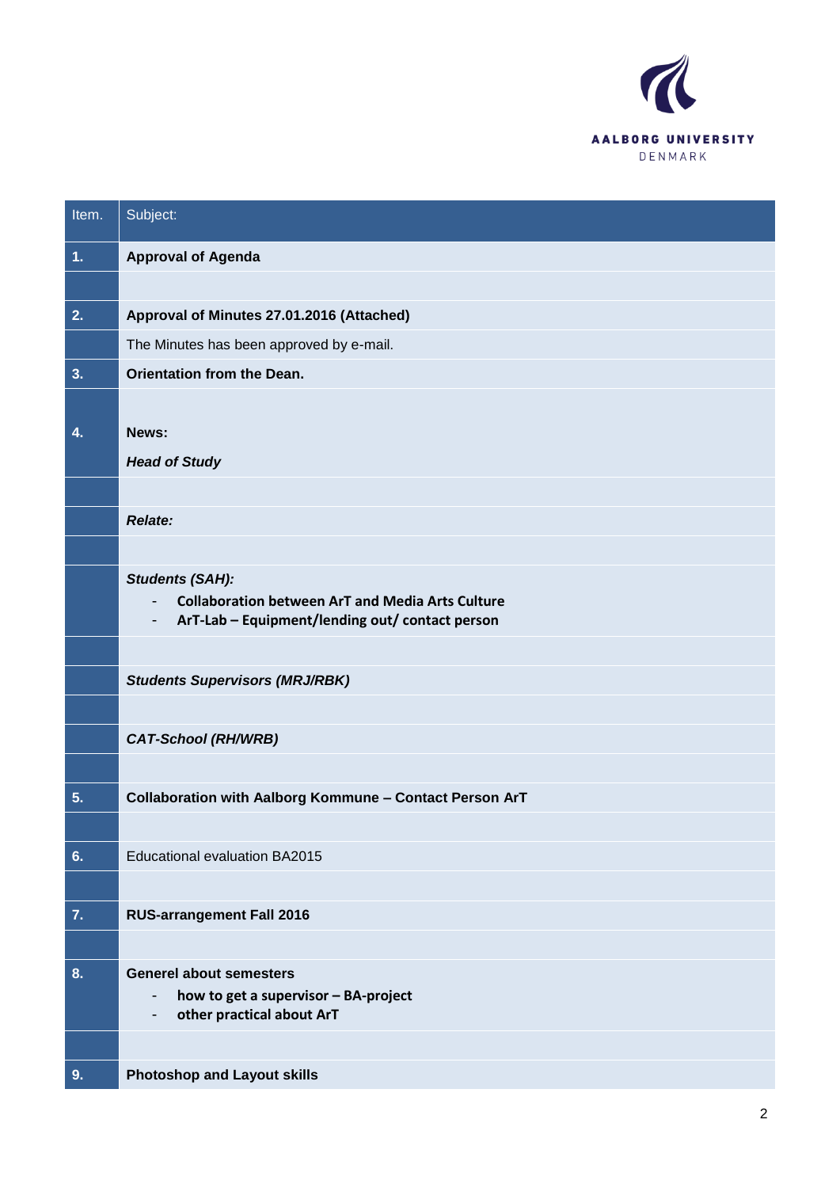| Item. | Subject: |
|---|---|
| **1.** | **Approval of Agenda** |
| | |
| **2.** | **Approval of Minutes 27.01.2016 (Attached)** |
| | The Minutes has been approved by e-mail. |
| **3.** | **Orientation from the Dean.** |
| **4.** | **News:**<br>***Head of Study*** |
| | |
| | ***Relate:*** |
| | |
| | ***Students (SAH):***<br>- **Collaboration between ArT and Media Arts Culture**<br>- **ArT-Lab – Equipment/lending out/ contact person** |
| | |
| | ***Students Supervisors (MRJ/RBK)*** |
| | |
| | ***CAT-School (RH/WRB)*** |
| | |
| **5.** | **Collaboration with Aalborg Kommune – Contact Person ArT** |
| | |
| **6.** | Educational evaluation BA2015 |
| | |
| **7.** | **RUS-arrangement Fall 2016** |
| | |
| **8.** | **Generel about semesters**<br>- **how to get a supervisor – BA-project**<br>- **other practical about ArT** |
| | |
| **9.** | **Photoshop and Layout skills** |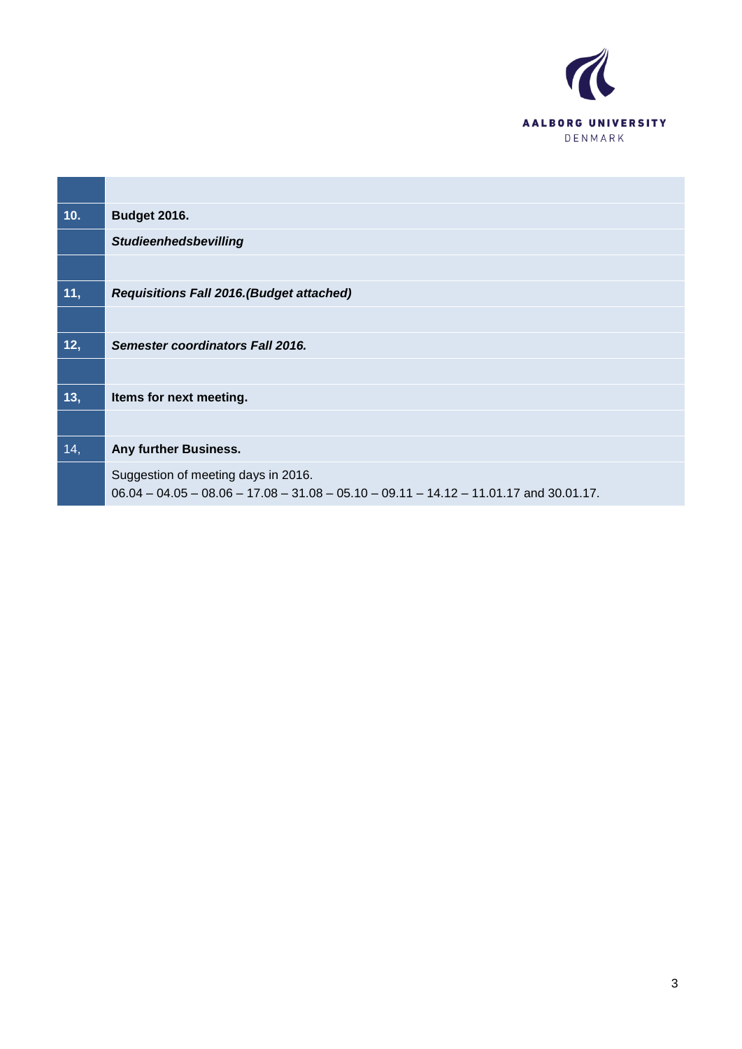| | |
|---|---|
| | |
| **10.** | **Budget 2016.** |
| | ***Studieenhedsbevilling*** |
| | |
| **11,** | ***Requisitions Fall 2016.(Budget attached)*** |
| | |
| **12,** | ***Semester coordinators Fall 2016.*** |
| | |
| **13,** | **Items for next meeting.** |
| | |
| 14, | **Any further Business.** |
| | Suggestion of meeting days in 2016.<br>06.04 – 04.05 – 08.06 – 17.08 – 31.08 – 05.10 – 09.11 – 14.12 – 11.01.17 and 30.01.17. |